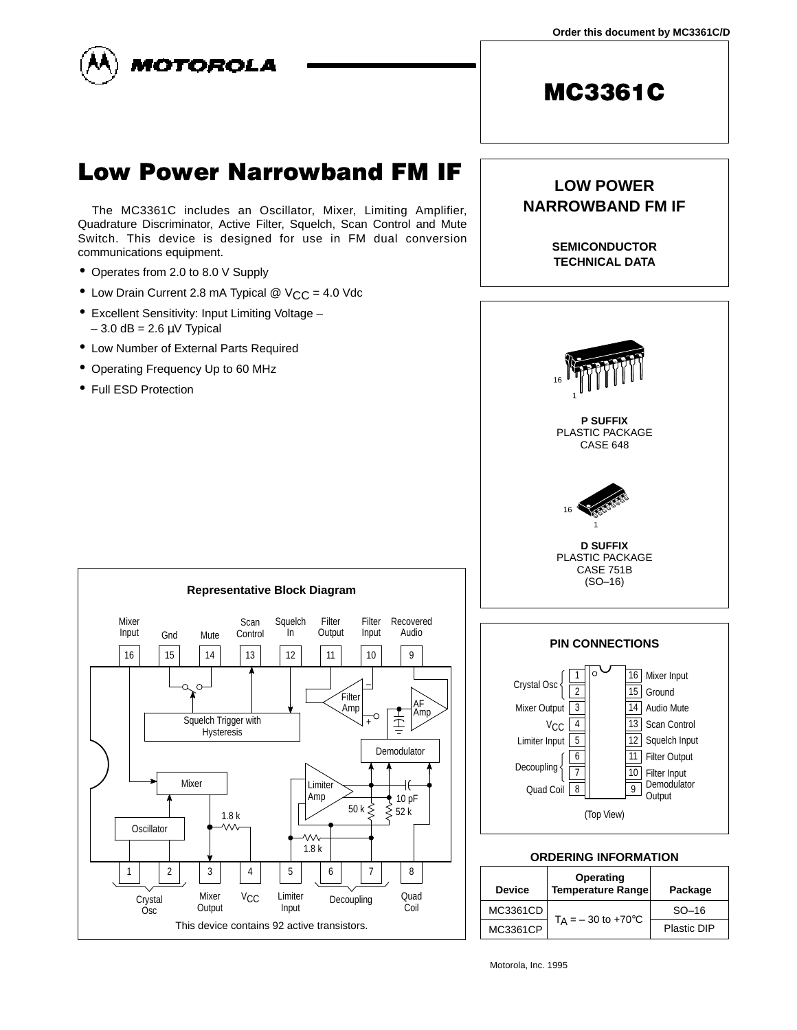Order this document by MC3361C/D

**MOTOROLA**

# MC3361C

## Low Power Narrowband FM IF

The MC3361C includes an Oscillator, Mixer, Limiting Amplifier, Quadrature Discriminator, Active Filter, Squelch, Scan Control and Mute Switch. This device is designed for use in FM dual conversion communications equipment.

- Operates from 2.0 to 8.0 V Supply
- Low Drain Current 2.8 mA Typical @ $V_{CC}$ = 4.0 Vdc
- Excellent Sensitivity: Input Limiting Voltage – – 3.0 dB = 2.6 µV Typical
- Low Number of External Parts Required
- Operating Frequency Up to 60 MHz
- Full ESD Protection

**LOW POWER NARROWBAND FM IF**

**SEMICONDUCTOR TECHNICAL DATA**

**P SUFFIX**
PLASTIC PACKAGE
CASE 648

**D SUFFIX**
PLASTIC PACKAGE
CASE 751B
(SO–16)

### Representative Block Diagram

Pins (top): 16 Mixer Input, 15 Gnd, 14 Mute, 13 Scan Control, 12 Squelch In, 11 Filter Output, 10 Filter Input, 9 Recovered Audio

Blocks: Squelch Trigger with Hysteresis, Filter Amp, AF Amp, Demodulator, Mixer, Oscillator, Limiter Amp, 1.8 k, 1.8 k, 50 k, 52 k, 10 pF

Pins (bottom): 1, 2 Crystal Osc; 3 Mixer Output; 4 $V_{CC}$; 5 Limiter Input; 6, 7 Decoupling; 8 Quad Coil

This device contains 92 active transistors.

### PIN CONNECTIONS

| Pin | Function | Pin | Function |
|---|---|---|---|
| 1 | Crystal Osc | 16 | Mixer Input |
| 2 | Crystal Osc | 15 | Ground |
| 3 | Mixer Output | 14 | Audio Mute |
| 4 | $V_{CC}$ | 13 | Scan Control |
| 5 | Limiter Input | 12 | Squelch Input |
| 6 | Decoupling | 11 | Filter Output |
| 7 | Decoupling | 10 | Filter Input |
| 8 | Quad Coil | 9 | Demodulator Output |

(Top View)

### ORDERING INFORMATION

| Device | Operating Temperature Range | Package |
|---|---|---|
| MC3361CD | $T_A$ = – 30 to +70°C | SO–16 |
| MC3361CP | | Plastic DIP |

Motorola, Inc. 1995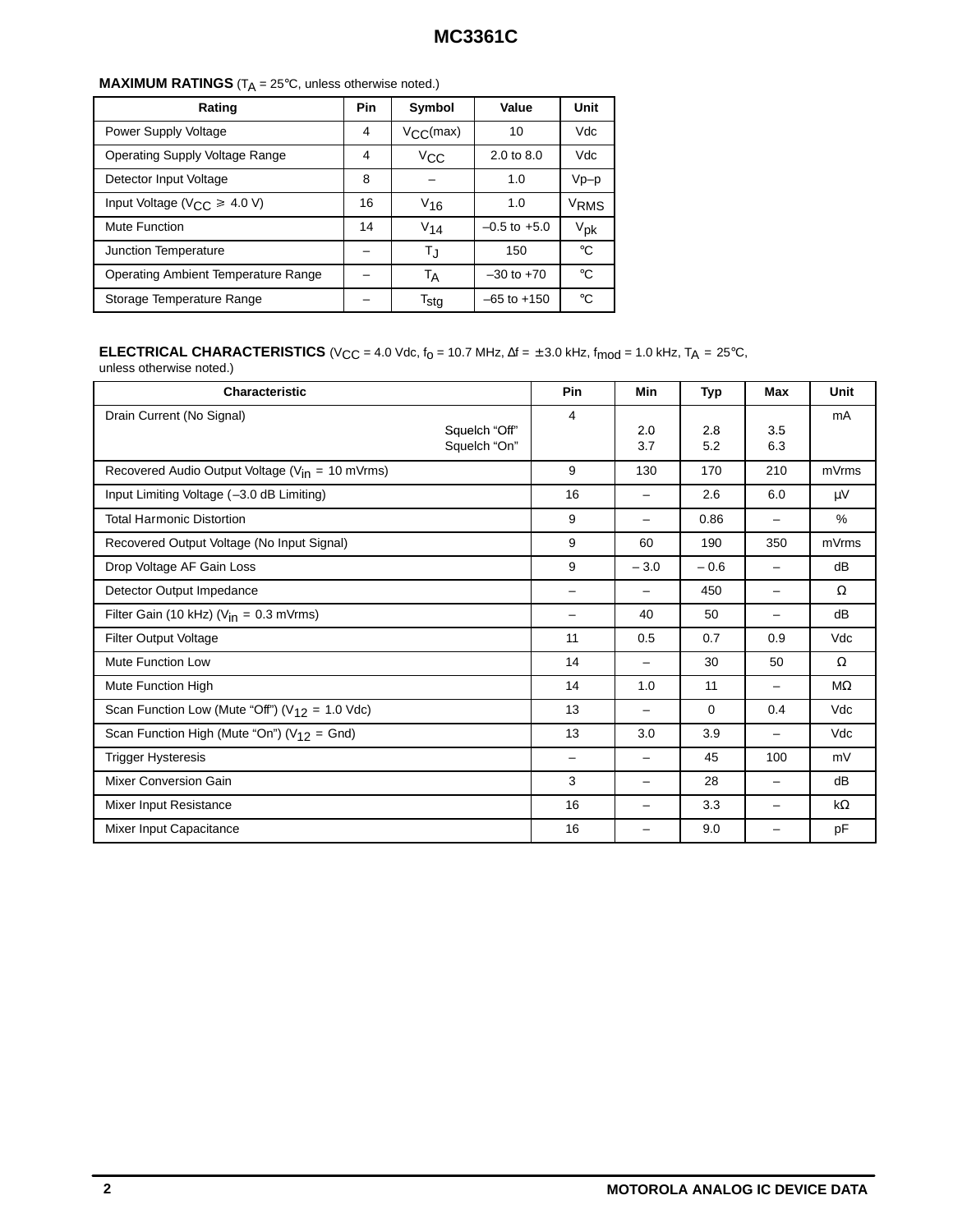**MAXIMUM RATINGS** ($T_A$ = 25°C, unless otherwise noted.)

| Rating | Pin | Symbol | Value | Unit |
|---|---|---|---|---|
| Power Supply Voltage | 4 | $V_{CC}$(max) | 10 | Vdc |
| Operating Supply Voltage Range | 4 | $V_{CC}$ | 2.0 to 8.0 | Vdc |
| Detector Input Voltage | 8 | – | 1.0 | Vp–p |
| Input Voltage ($V_{CC} \geq$ 4.0 V) | 16 | $V_{16}$ | 1.0 | $V_{RMS}$ |
| Mute Function | 14 | $V_{14}$ | –0.5 to +5.0 | $V_{pk}$ |
| Junction Temperature | – | $T_J$ | 150 | °C |
| Operating Ambient Temperature Range | – | $T_A$ | –30 to +70 | °C |
| Storage Temperature Range | – | $T_{stg}$ | –65 to +150 | °C |

**ELECTRICAL CHARACTERISTICS** ($V_{CC}$ = 4.0 Vdc, $f_o$ = 10.7 MHz, Δf = ±3.0 kHz, $f_{mod}$ = 1.0 kHz, $T_A$ = 25°C, unless otherwise noted.)

| Characteristic | Pin | Min | Typ | Max | Unit |
|---|---|---|---|---|---|
| Drain Current (No Signal) | 4 | | | | mA |
| Squelch "Off" | | 2.0 | 2.8 | 3.5 | |
| Squelch "On" | | 3.7 | 5.2 | 6.3 | |
| Recovered Audio Output Voltage ($V_{in}$ = 10 mVrms) | 9 | 130 | 170 | 210 | mVrms |
| Input Limiting Voltage (–3.0 dB Limiting) | 16 | – | 2.6 | 6.0 | µV |
| Total Harmonic Distortion | 9 | – | 0.86 | – | % |
| Recovered Output Voltage (No Input Signal) | 9 | 60 | 190 | 350 | mVrms |
| Drop Voltage AF Gain Loss | 9 | – 3.0 | – 0.6 | – | dB |
| Detector Output Impedance | – | – | 450 | – | Ω |
| Filter Gain (10 kHz) ($V_{in}$ = 0.3 mVrms) | – | 40 | 50 | – | dB |
| Filter Output Voltage | 11 | 0.5 | 0.7 | 0.9 | Vdc |
| Mute Function Low | 14 | – | 30 | 50 | Ω |
| Mute Function High | 14 | 1.0 | 11 | – | MΩ |
| Scan Function Low (Mute "Off") ($V_{12}$ = 1.0 Vdc) | 13 | – | 0 | 0.4 | Vdc |
| Scan Function High (Mute "On") ($V_{12}$ = Gnd) | 13 | 3.0 | 3.9 | – | Vdc |
| Trigger Hysteresis | – | – | 45 | 100 | mV |
| Mixer Conversion Gain | 3 | – | 28 | – | dB |
| Mixer Input Resistance | 16 | – | 3.3 | – | kΩ |
| Mixer Input Capacitance | 16 | – | 9.0 | – | pF |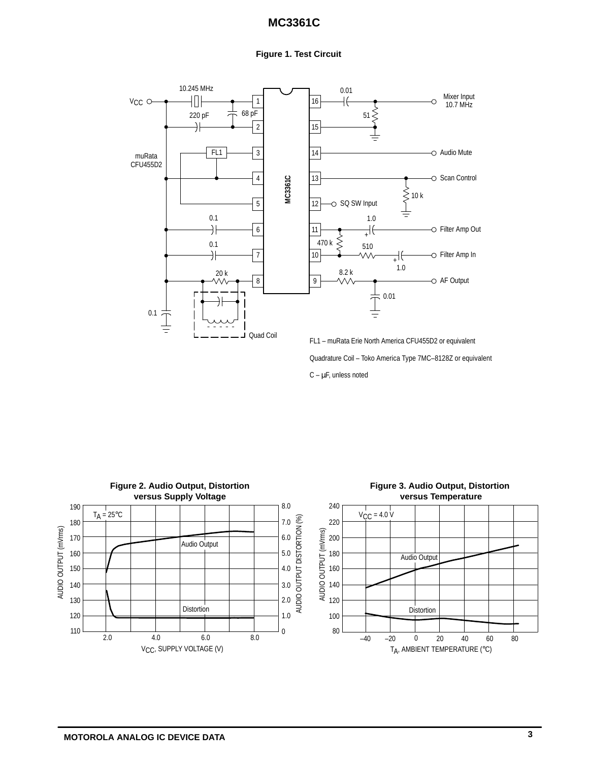**Figure 1. Test Circuit**

FL1 – muRata Erie North America CFU455D2 or equivalent

Quadrature Coil – Toko America Type 7MC–8128Z or equivalent

C – μF, unless noted

**Figure 2. Audio Output, Distortion versus Supply Voltage**

**Figure 3. Audio Output, Distortion versus Temperature**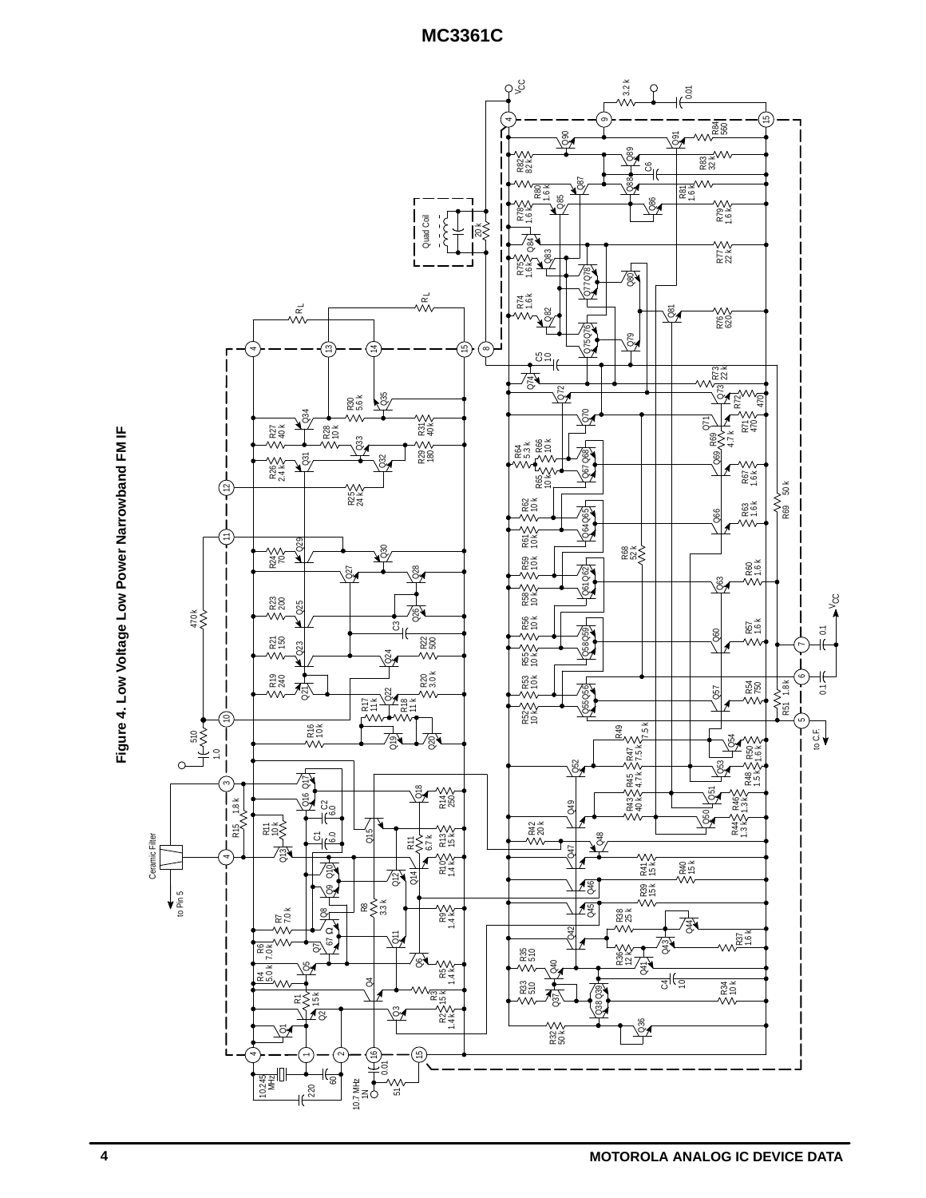**Figure 4. Low Voltage Low Power Narrowband FM IF**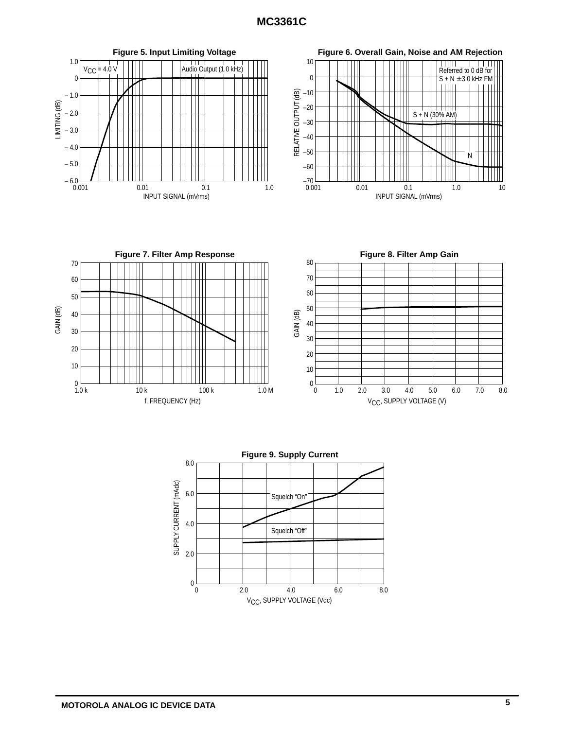**Figure 5. Input Limiting Voltage**

$V_{CC}$ = 4.0 V

Audio Output (1.0 kHz)

LIMITING (dB)

INPUT SIGNAL (mVrms)

**Figure 6. Overall Gain, Noise and AM Rejection**

Referred to 0 dB for S + N ± 3.0 kHz FM

S + N (30% AM)

N

RELATIVE OUTPUT (dB)

INPUT SIGNAL (mVrms)

**Figure 7. Filter Amp Response**

GAIN (dB)

f, FREQUENCY (Hz)

**Figure 8. Filter Amp Gain**

GAIN (dB)

$V_{CC}$, SUPPLY VOLTAGE (V)

**Figure 9. Supply Current**

Squelch "On"

Squelch "Off"

SUPPLY CURRENT (mAdc)

$V_{CC}$, SUPPLY VOLTAGE (Vdc)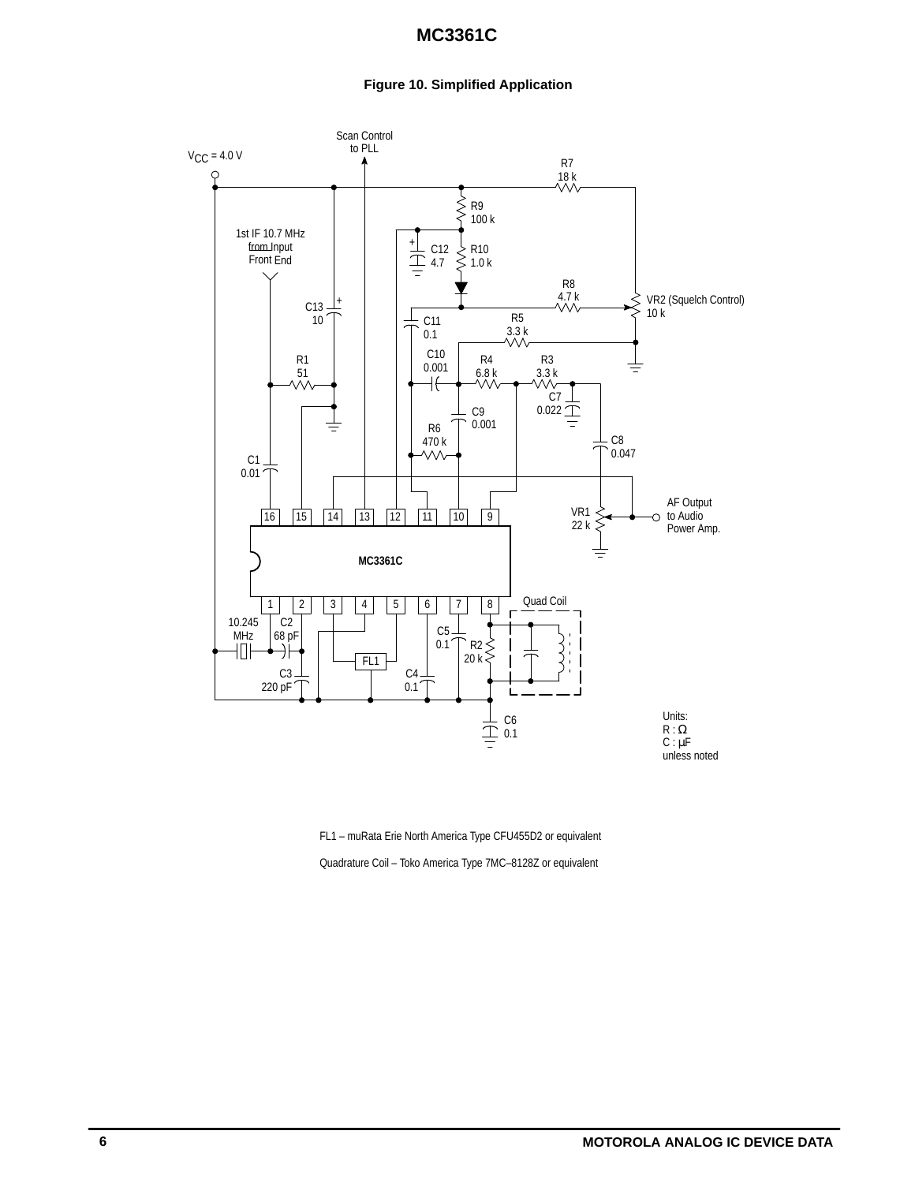**Figure 10. Simplified Application**

FL1 – muRata Erie North America Type CFU455D2 or equivalent

Quadrature Coil – Toko America Type 7MC–8128Z or equivalent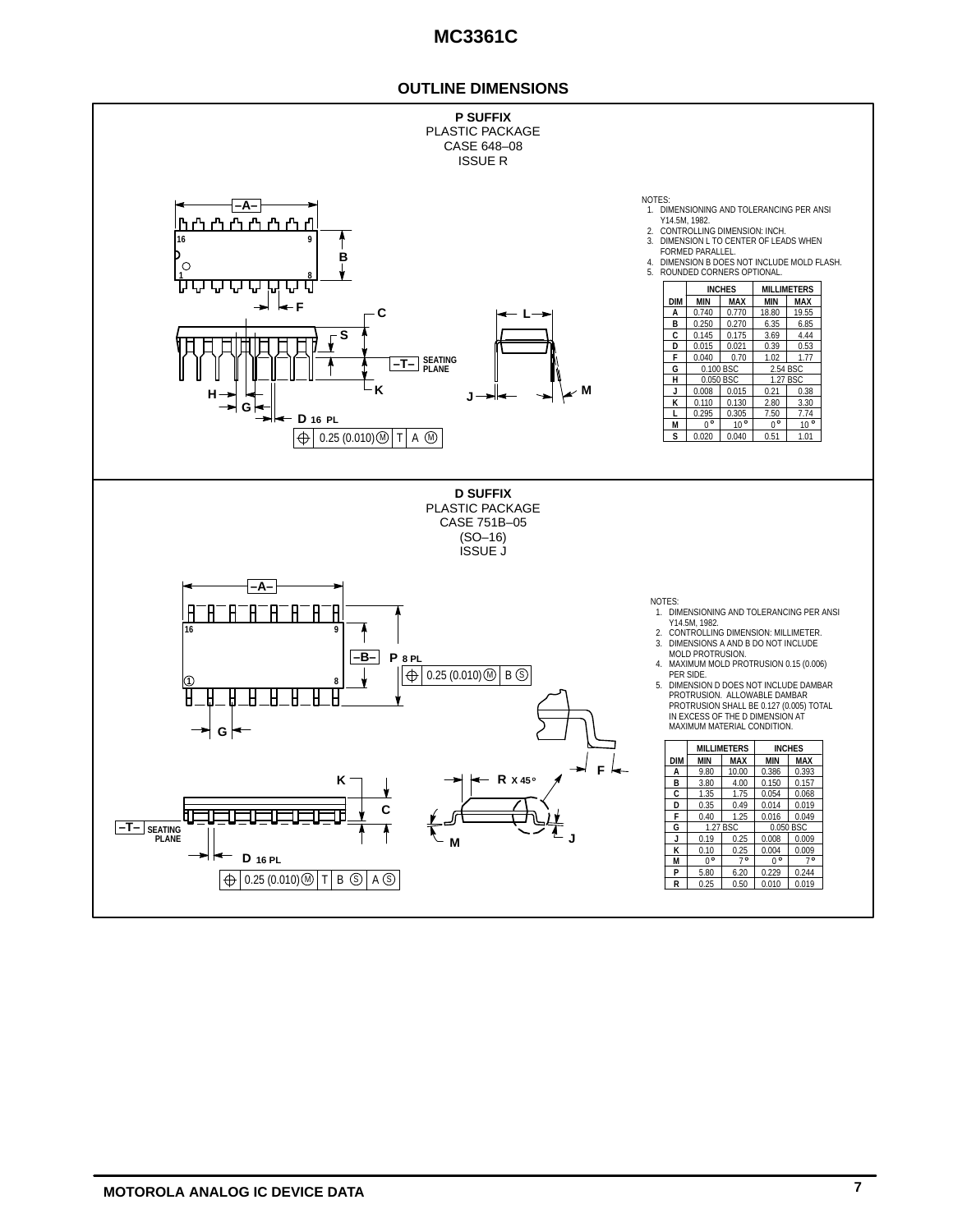## OUTLINE DIMENSIONS

**P SUFFIX**
PLASTIC PACKAGE
CASE 648–08
ISSUE R

NOTES:
1. DIMENSIONING AND TOLERANCING PER ANSI Y14.5M, 1982.
2. CONTROLLING DIMENSION: INCH.
3. DIMENSION L TO CENTER OF LEADS WHEN FORMED PARALLEL.
4. DIMENSION B DOES NOT INCLUDE MOLD FLASH.
5. ROUNDED CORNERS OPTIONAL.

| DIM | INCHES MIN | INCHES MAX | MILLIMETERS MIN | MILLIMETERS MAX |
|---|---|---|---|---|
| A | 0.740 | 0.770 | 18.80 | 19.55 |
| B | 0.250 | 0.270 | 6.35 | 6.85 |
| C | 0.145 | 0.175 | 3.69 | 4.44 |
| D | 0.015 | 0.021 | 0.39 | 0.53 |
| F | 0.040 | 0.70 | 1.02 | 1.77 |
| G | 0.100 BSC | | 2.54 BSC | |
| H | 0.050 BSC | | 1.27 BSC | |
| J | 0.008 | 0.015 | 0.21 | 0.38 |
| K | 0.110 | 0.130 | 2.80 | 3.30 |
| L | 0.295 | 0.305 | 7.50 | 7.74 |
| M | 0° | 10° | 0° | 10° |
| S | 0.020 | 0.040 | 0.51 | 1.01 |

**D SUFFIX**
PLASTIC PACKAGE
CASE 751B–05
(SO–16)
ISSUE J

NOTES:
1. DIMENSIONING AND TOLERANCING PER ANSI Y14.5M, 1982.
2. CONTROLLING DIMENSION: MILLIMETER.
3. DIMENSIONS A AND B DO NOT INCLUDE MOLD PROTRUSION.
4. MAXIMUM MOLD PROTRUSION 0.15 (0.006) PER SIDE.
5. DIMENSION D DOES NOT INCLUDE DAMBAR PROTRUSION. ALLOWABLE DAMBAR PROTRUSION SHALL BE 0.127 (0.005) TOTAL IN EXCESS OF THE D DIMENSION AT MAXIMUM MATERIAL CONDITION.

| DIM | MILLIMETERS MIN | MILLIMETERS MAX | INCHES MIN | INCHES MAX |
|---|---|---|---|---|
| A | 9.80 | 10.00 | 0.386 | 0.393 |
| B | 3.80 | 4.00 | 0.150 | 0.157 |
| C | 1.35 | 1.75 | 0.054 | 0.068 |
| D | 0.35 | 0.49 | 0.014 | 0.019 |
| F | 0.40 | 1.25 | 0.016 | 0.049 |
| G | 1.27 BSC | | 0.050 BSC | |
| J | 0.19 | 0.25 | 0.008 | 0.009 |
| K | 0.10 | 0.25 | 0.004 | 0.009 |
| M | 0° | 7° | 0° | 7° |
| P | 5.80 | 6.20 | 0.229 | 0.244 |
| R | 0.25 | 0.50 | 0.010 | 0.019 |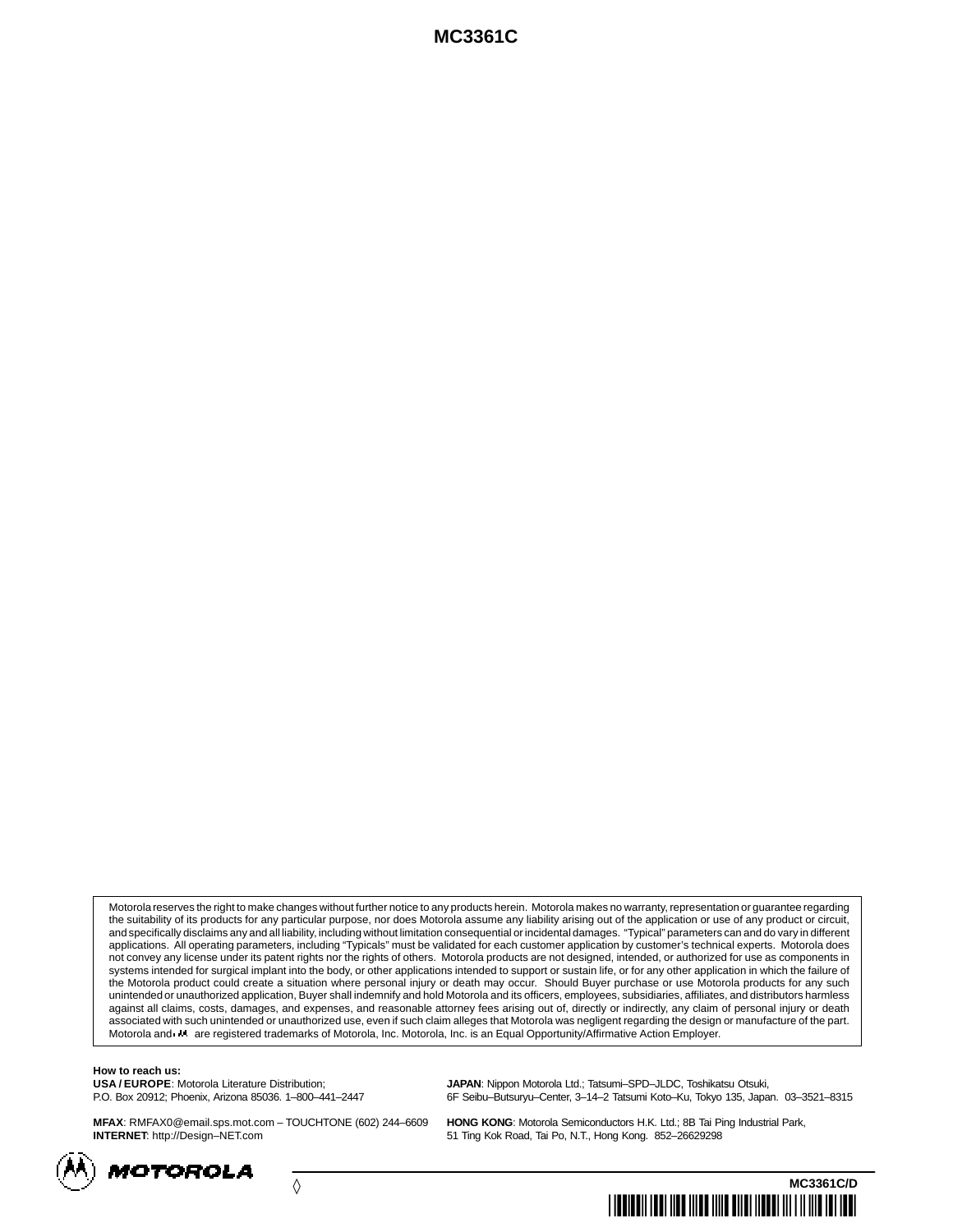Motorola reserves the right to make changes without further notice to any products herein. Motorola makes no warranty, representation or guarantee regarding the suitability of its products for any particular purpose, nor does Motorola assume any liability arising out of the application or use of any product or circuit, and specifically disclaims any and all liability, including without limitation consequential or incidental damages. “Typical” parameters can and do vary in different applications. All operating parameters, including “Typicals” must be validated for each customer application by customer's technical experts. Motorola does not convey any license under its patent rights nor the rights of others. Motorola products are not designed, intended, or authorized for use as components in systems intended for surgical implant into the body, or other applications intended to support or sustain life, or for any other application in which the failure of the Motorola product could create a situation where personal injury or death may occur. Should Buyer purchase or use Motorola products for any such unintended or unauthorized application, Buyer shall indemnify and hold Motorola and its officers, employees, subsidiaries, affiliates, and distributors harmless against all claims, costs, damages, and expenses, and reasonable attorney fees arising out of, directly or indirectly, any claim of personal injury or death associated with such unintended or unauthorized use, even if such claim alleges that Motorola was negligent regarding the design or manufacture of the part. Motorola and Ⓜ are registered trademarks of Motorola, Inc. Motorola, Inc. is an Equal Opportunity/Affirmative Action Employer.

**How to reach us:**

**USA / EUROPE**: Motorola Literature Distribution;
P.O. Box 20912; Phoenix, Arizona 85036. 1–800–441–2447

**MFAX**: RMFAX0@email.sps.mot.com – TOUCHTONE (602) 244–6609
**INTERNET**: http://Design–NET.com

**JAPAN**: Nippon Motorola Ltd.; Tatsumi–SPD–JLDC, Toshikatsu Otsuki,
6F Seibu–Butsuryu–Center, 3–14–2 Tatsumi Koto–Ku, Tokyo 135, Japan. 03–3521–8315

**HONG KONG**: Motorola Semiconductors H.K. Ltd.; 8B Tai Ping Industrial Park,
51 Ting Kok Road, Tai Po, N.T., Hong Kong. 852–26629298

MOTOROLA

MC3361C/D